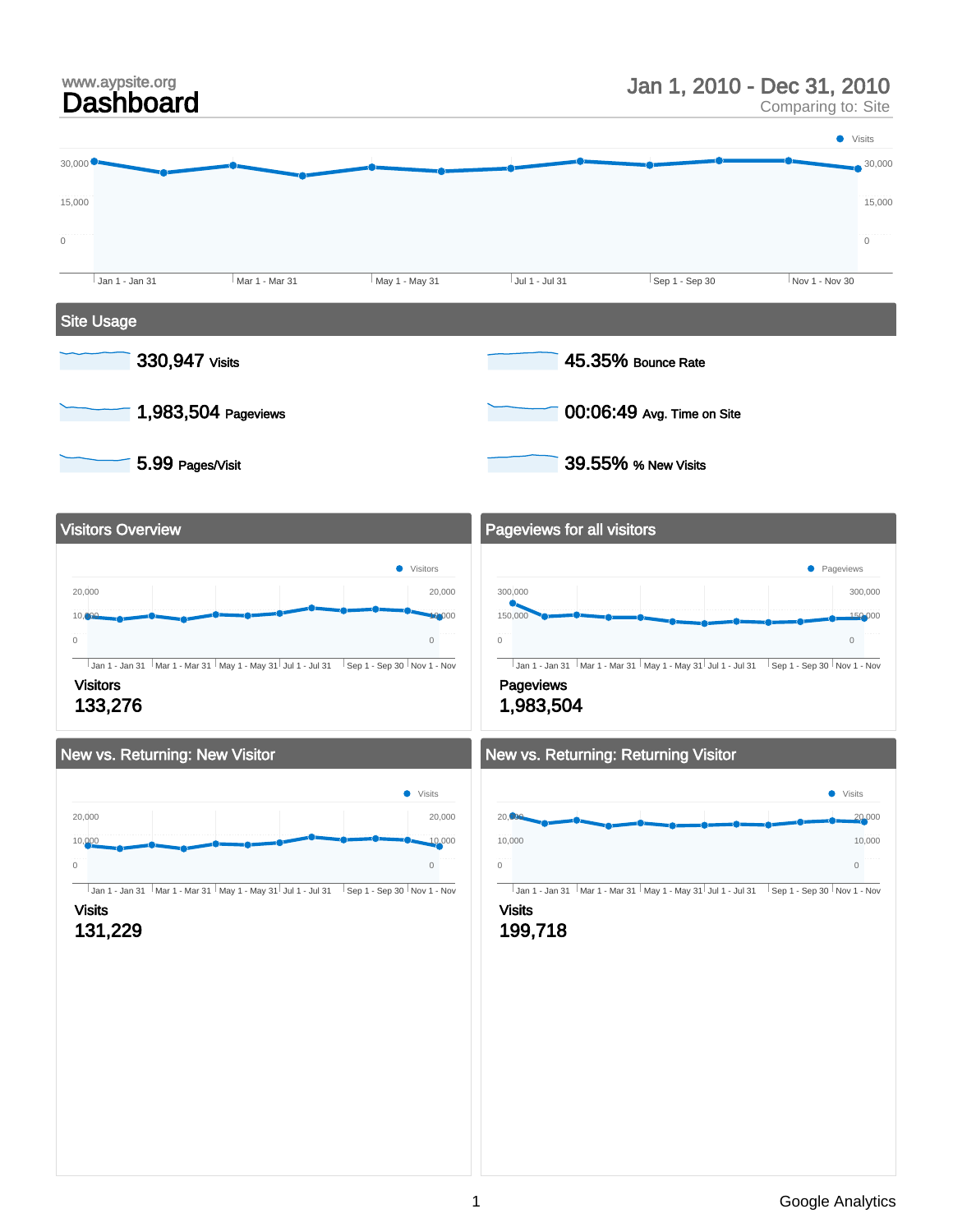www.aypsite.org

# Dashboard

Jan 1, 2010 - Dec 31, 2010
Comparing to: Site

## Site Usage

330,947 Visits

45.35% Bounce Rate

1,983,504 Pageviews

00:06:49 Avg. Time on Site

5.99 Pages/Visit

39.55% % New Visits

## Visitors Overview

Visitors
133,276

## Pageviews for all visitors

Pageviews
1,983,504

## New vs. Returning: New Visitor

Visits
131,229

## New vs. Returning: Returning Visitor

Visits
199,718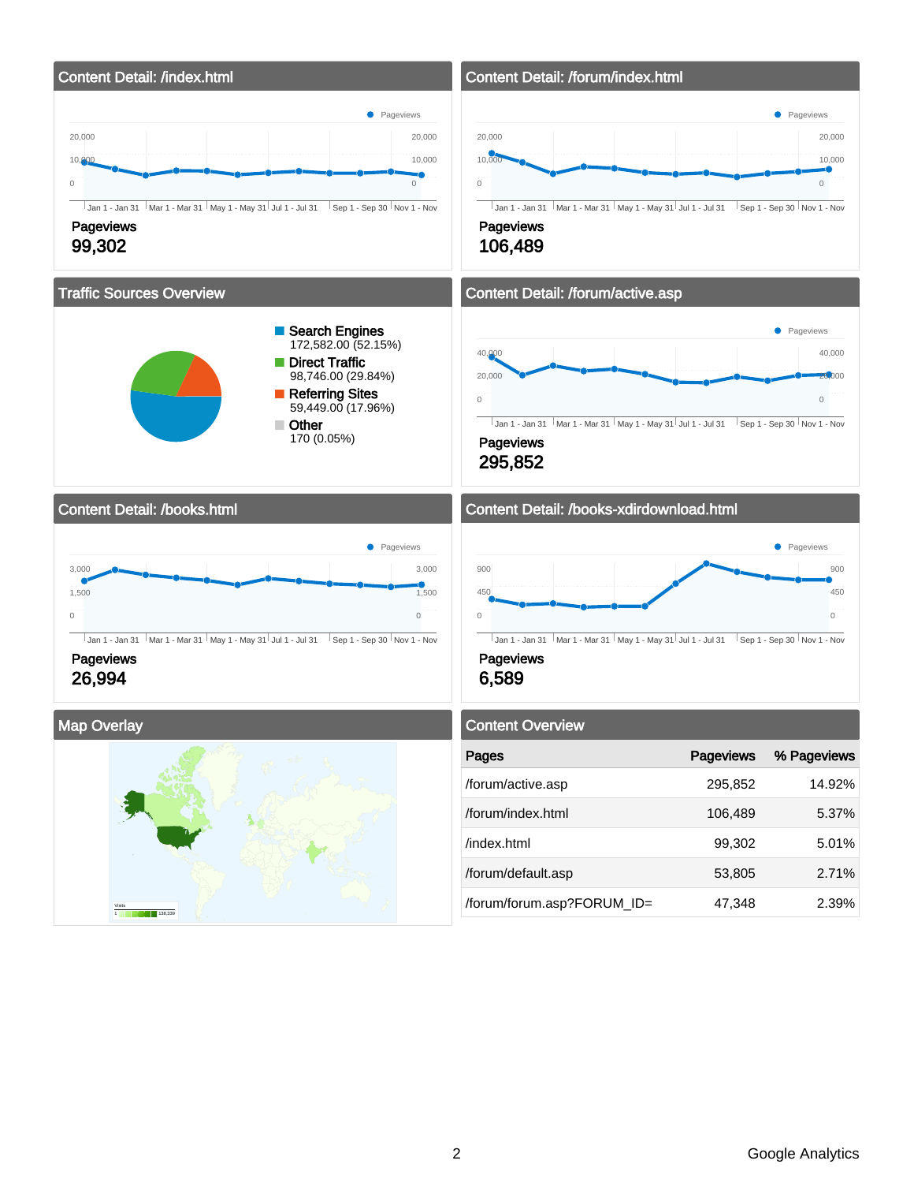## Content Detail: /index.html

Pageviews

99,302

## Content Detail: /forum/index.html

Pageviews

106,489

## Traffic Sources Overview

- Search Engines: 172,582.00 (52.15%)
- Direct Traffic: 98,746.00 (29.84%)
- Referring Sites: 59,449.00 (17.96%)
- Other: 170 (0.05%)

## Content Detail: /forum/active.asp

Pageviews

295,852

## Content Detail: /books.html

Pageviews

26,994

## Content Detail: /books-xdirdownload.html

Pageviews

6,589

## Map Overlay

## Content Overview

| Pages | Pageviews | % Pageviews |
|---|---|---|
| /forum/active.asp | 295,852 | 14.92% |
| /forum/index.html | 106,489 | 5.37% |
| /index.html | 99,302 | 5.01% |
| /forum/default.asp | 53,805 | 2.71% |
| /forum/forum.asp?FORUM_ID= | 47,348 | 2.39% |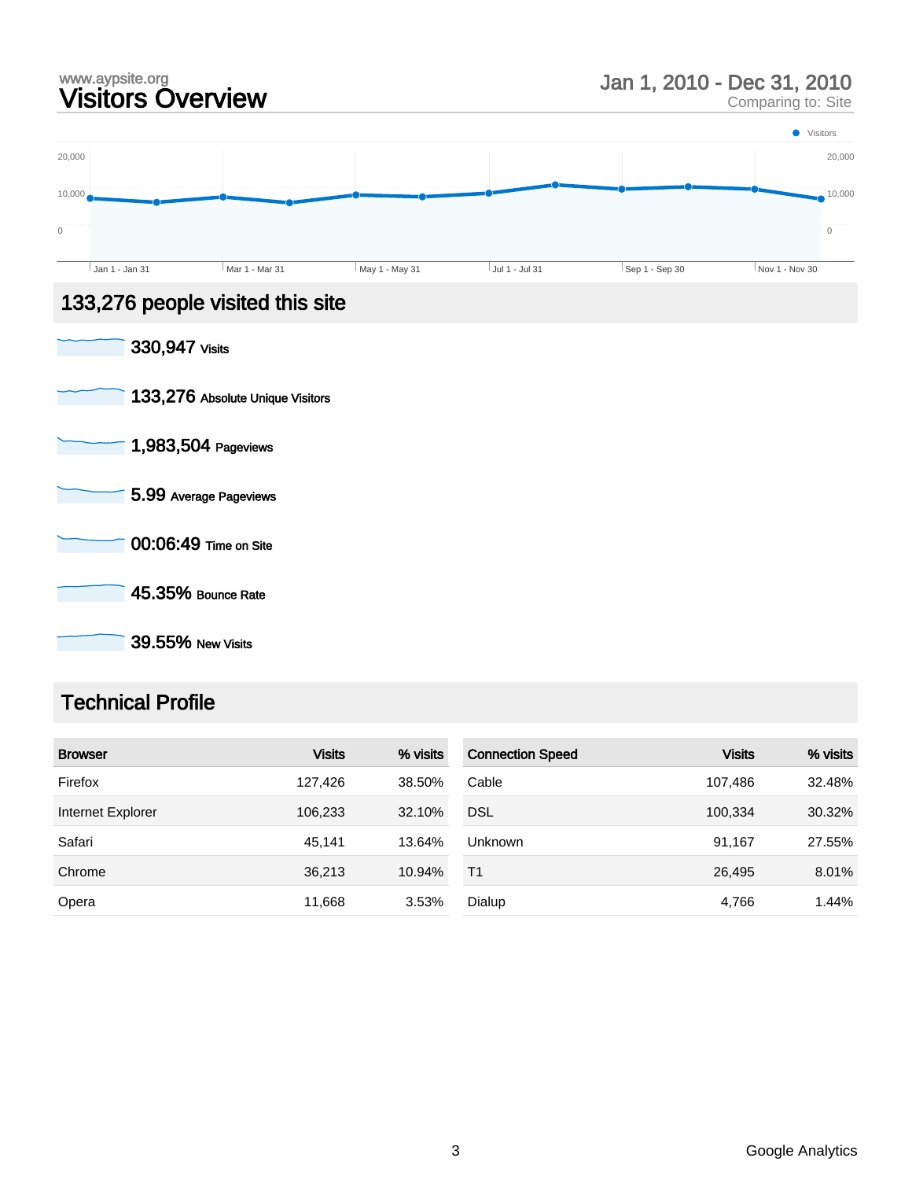www.aypsite.org

# Visitors Overview

Jan 1, 2010 - Dec 31, 2010
Comparing to: Site

## 133,276 people visited this site

**330,947** Visits

**133,276** Absolute Unique Visitors

**1,983,504** Pageviews

**5.99** Average Pageviews

**00:06:49** Time on Site

**45.35%** Bounce Rate

**39.55%** New Visits

## Technical Profile

| Browser | Visits | % visits |
|---|---|---|
| Firefox | 127,426 | 38.50% |
| Internet Explorer | 106,233 | 32.10% |
| Safari | 45,141 | 13.64% |
| Chrome | 36,213 | 10.94% |
| Opera | 11,668 | 3.53% |

| Connection Speed | Visits | % visits |
|---|---|---|
| Cable | 107,486 | 32.48% |
| DSL | 100,334 | 30.32% |
| Unknown | 91,167 | 27.55% |
| T1 | 26,495 | 8.01% |
| Dialup | 4,766 | 1.44% |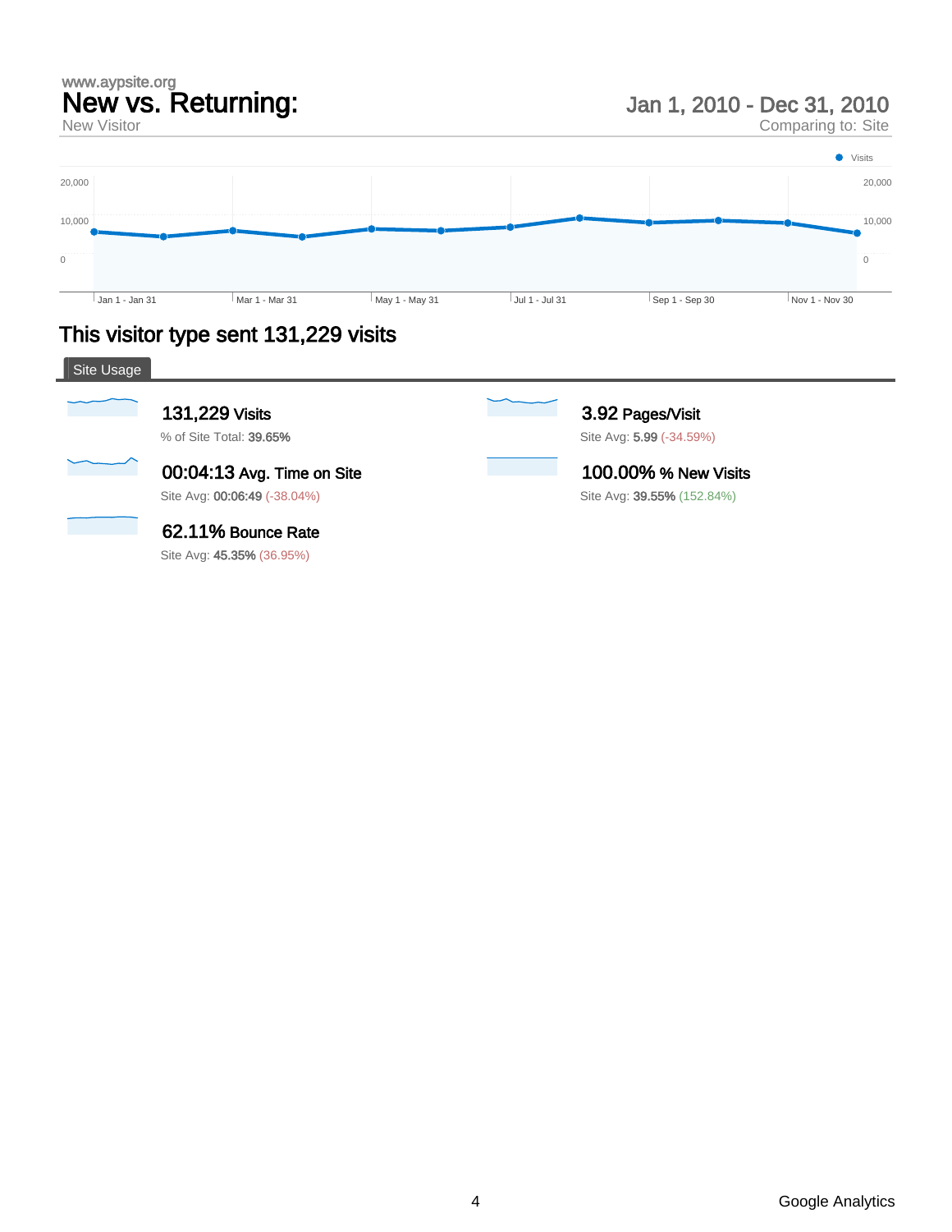www.aypsite.org

# New vs. Returning:

New Visitor

Jan 1, 2010 - Dec 31, 2010

Comparing to: Site

Visits

20,000

10,000

0

Jan 1 - Jan 31 | Mar 1 - Mar 31 | May 1 - May 31 | Jul 1 - Jul 31 | Sep 1 - Sep 30 | Nov 1 - Nov 30

## This visitor type sent 131,229 visits

### Site Usage

**131,229** Visits
% of Site Total: **39.65%**

**3.92** Pages/Visit
Site Avg: **5.99** (-34.59%)

**00:04:13** Avg. Time on Site
Site Avg: **00:06:49** (-38.04%)

**100.00%** % New Visits
Site Avg: **39.55%** (152.84%)

**62.11%** Bounce Rate
Site Avg: **45.35%** (36.95%)

Google Analytics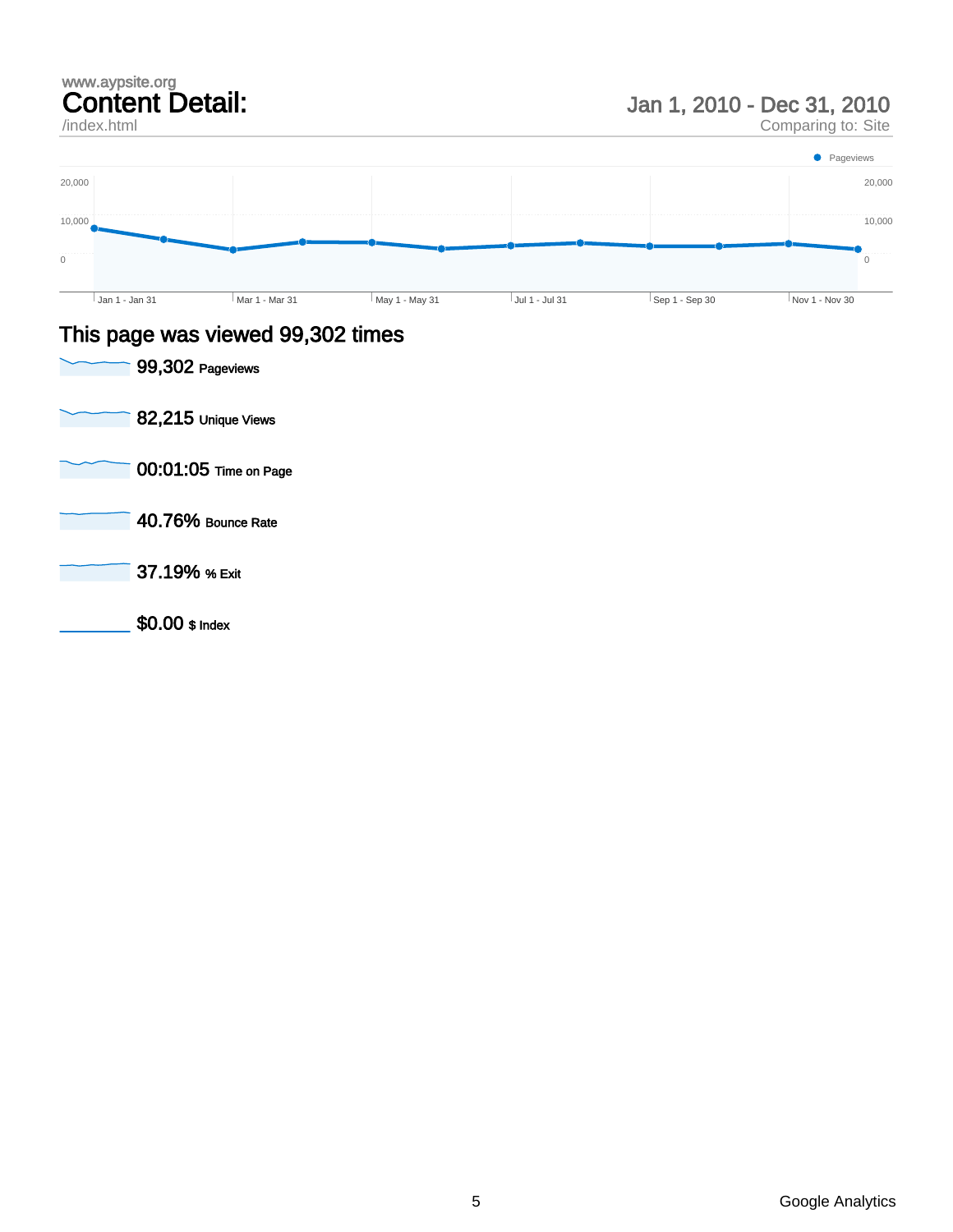www.aypsite.org

# Content Detail:

/index.html

Jan 1, 2010 - Dec 31, 2010

Comparing to: Site

Pageviews

20,000

10,000

0

Jan 1 - Jan 31 | Mar 1 - Mar 31 | May 1 - May 31 | Jul 1 - Jul 31 | Sep 1 - Sep 30 | Nov 1 - Nov 30

## This page was viewed 99,302 times

**99,302** Pageviews

**82,215** Unique Views

**00:01:05** Time on Page

**40.76%** Bounce Rate

**37.19%** % Exit

**$0.00** $ Index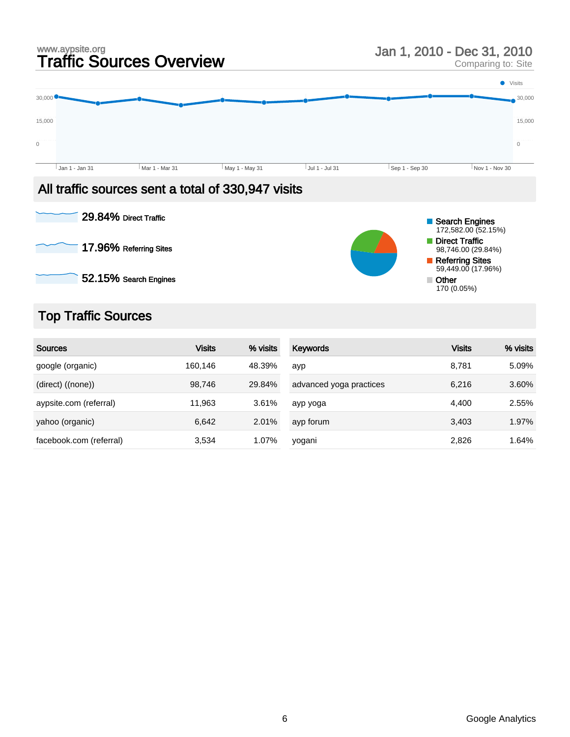www.aypsite.org

# Traffic Sources Overview

Jan 1, 2010 - Dec 31, 2010
Comparing to: Site

## All traffic sources sent a total of 330,947 visits

**29.84%** Direct Traffic

**17.96%** Referring Sites

**52.15%** Search Engines

- Search Engines: 172,582.00 (52.15%)
- Direct Traffic: 98,746.00 (29.84%)
- Referring Sites: 59,449.00 (17.96%)
- Other: 170 (0.05%)

## Top Traffic Sources

| Sources | Visits | % visits |
|---|---|---|
| google (organic) | 160,146 | 48.39% |
| (direct) ((none)) | 98,746 | 29.84% |
| aypsite.com (referral) | 11,963 | 3.61% |
| yahoo (organic) | 6,642 | 2.01% |
| facebook.com (referral) | 3,534 | 1.07% |

| Keywords | Visits | % visits |
|---|---|---|
| ayp | 8,781 | 5.09% |
| advanced yoga practices | 6,216 | 3.60% |
| ayp yoga | 4,400 | 2.55% |
| ayp forum | 3,403 | 1.97% |
| yogani | 2,826 | 1.64% |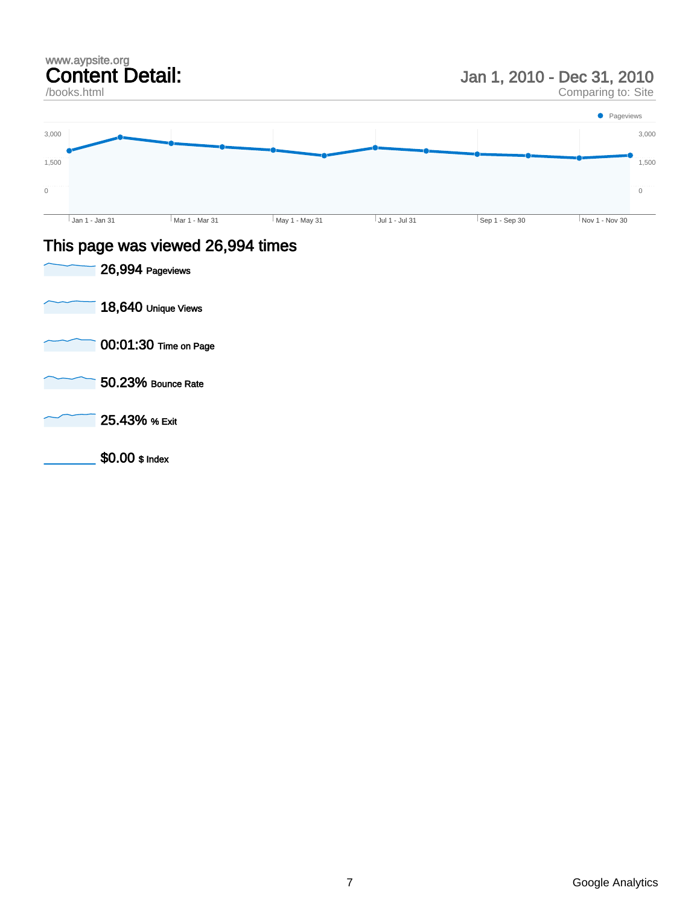www.aypsite.org

# Content Detail:

/books.html

## Jan 1, 2010 - Dec 31, 2010

Comparing to: Site

Pageviews

3,000 | 1,500 | 0

Jan 1 - Jan 31 | Mar 1 - Mar 31 | May 1 - May 31 | Jul 1 - Jul 31 | Sep 1 - Sep 30 | Nov 1 - Nov 30

## This page was viewed 26,994 times

**26,994** Pageviews

**18,640** Unique Views

**00:01:30** Time on Page

**50.23%** Bounce Rate

**25.43%** % Exit

**$0.00** $ Index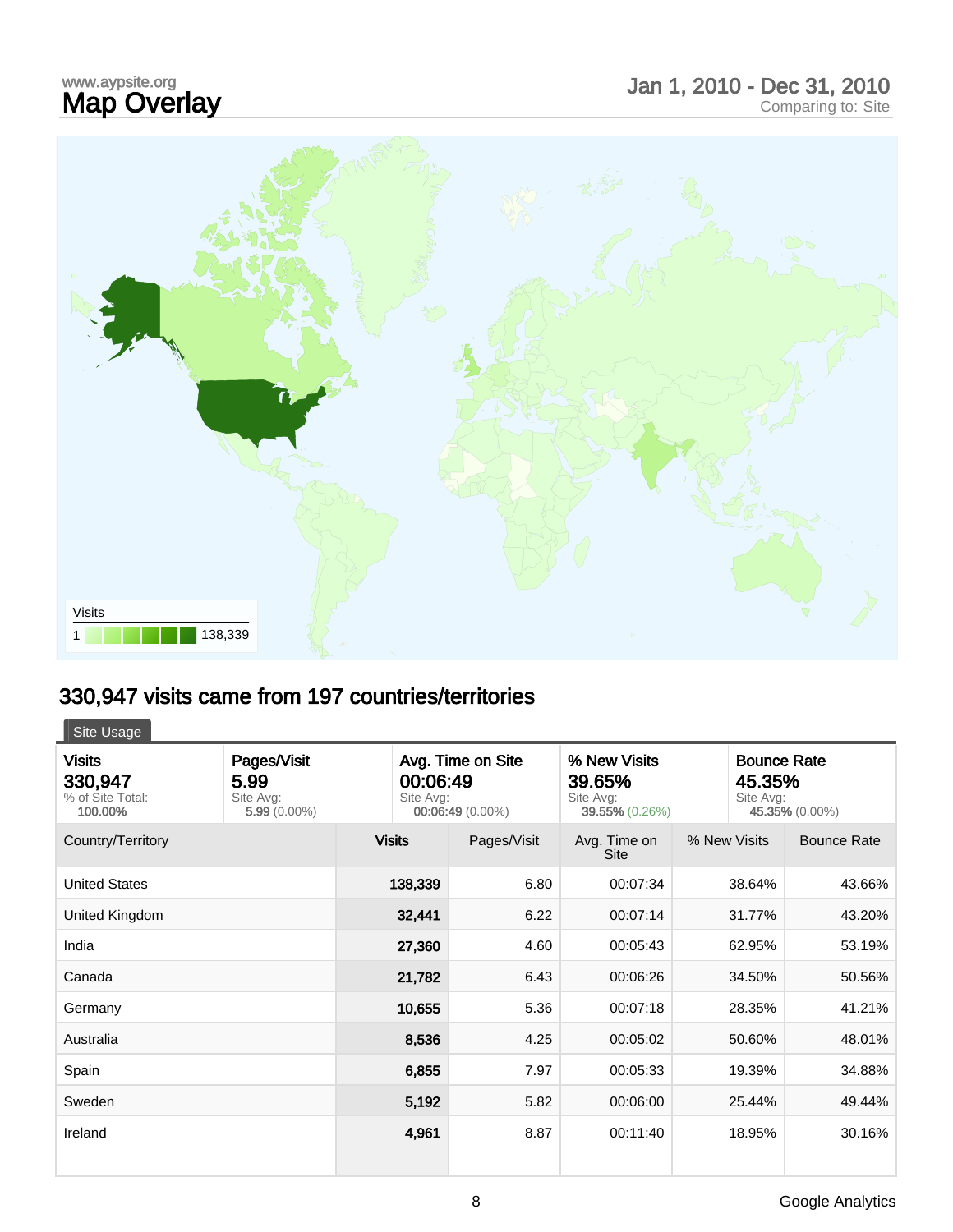www.aypsite.org
# Map Overlay

Jan 1, 2010 - Dec 31, 2010
Comparing to: Site

Visits
1 138,339

## 330,947 visits came from 197 countries/territories

Site Usage

| Visits | Pages/Visit | Avg. Time on Site | % New Visits | Bounce Rate |
|---|---|---|---|---|
| 330,947 | 5.99 | 00:06:49 | 39.65% | 45.35% |
| % of Site Total: 100.00% | Site Avg: 5.99 (0.00%) | Site Avg: 00:06:49 (0.00%) | Site Avg: 39.55% (0.26%) | Site Avg: 45.35% (0.00%) |

| Country/Territory | Visits | Pages/Visit | Avg. Time on Site | % New Visits | Bounce Rate |
|---|---|---|---|---|---|
| United States | 138,339 | 6.80 | 00:07:34 | 38.64% | 43.66% |
| United Kingdom | 32,441 | 6.22 | 00:07:14 | 31.77% | 43.20% |
| India | 27,360 | 4.60 | 00:05:43 | 62.95% | 53.19% |
| Canada | 21,782 | 6.43 | 00:06:26 | 34.50% | 50.56% |
| Germany | 10,655 | 5.36 | 00:07:18 | 28.35% | 41.21% |
| Australia | 8,536 | 4.25 | 00:05:02 | 50.60% | 48.01% |
| Spain | 6,855 | 7.97 | 00:05:33 | 19.39% | 34.88% |
| Sweden | 5,192 | 5.82 | 00:06:00 | 25.44% | 49.44% |
| Ireland | 4,961 | 8.87 | 00:11:40 | 18.95% | 30.16% |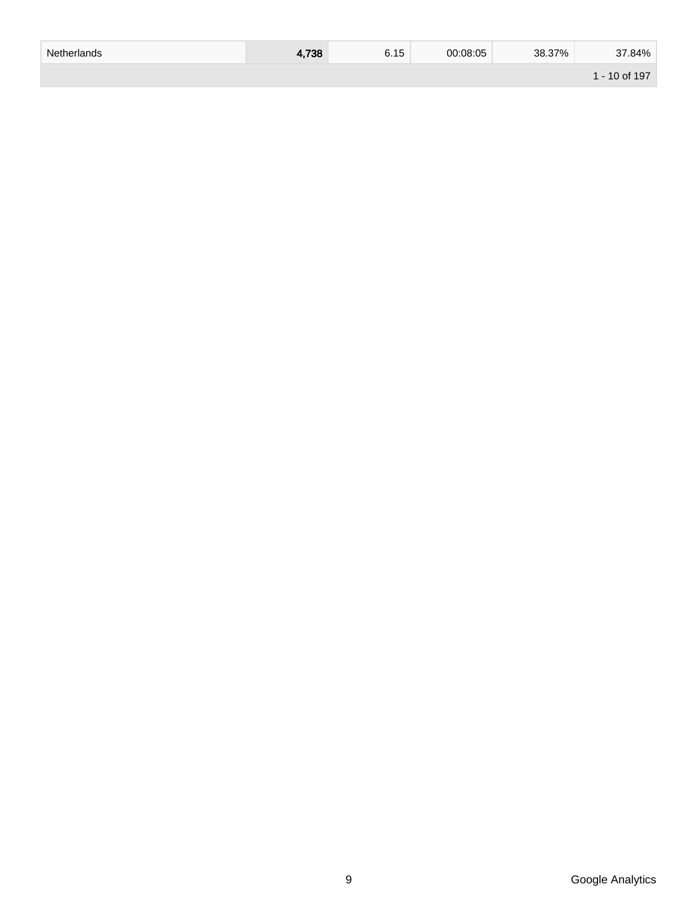| | | | | | |
|---|---|---|---|---|---|
| Netherlands | 4,738 | 6.15 | 00:08:05 | 38.37% | 37.84% |
| | | | | | 1 - 10 of 197 |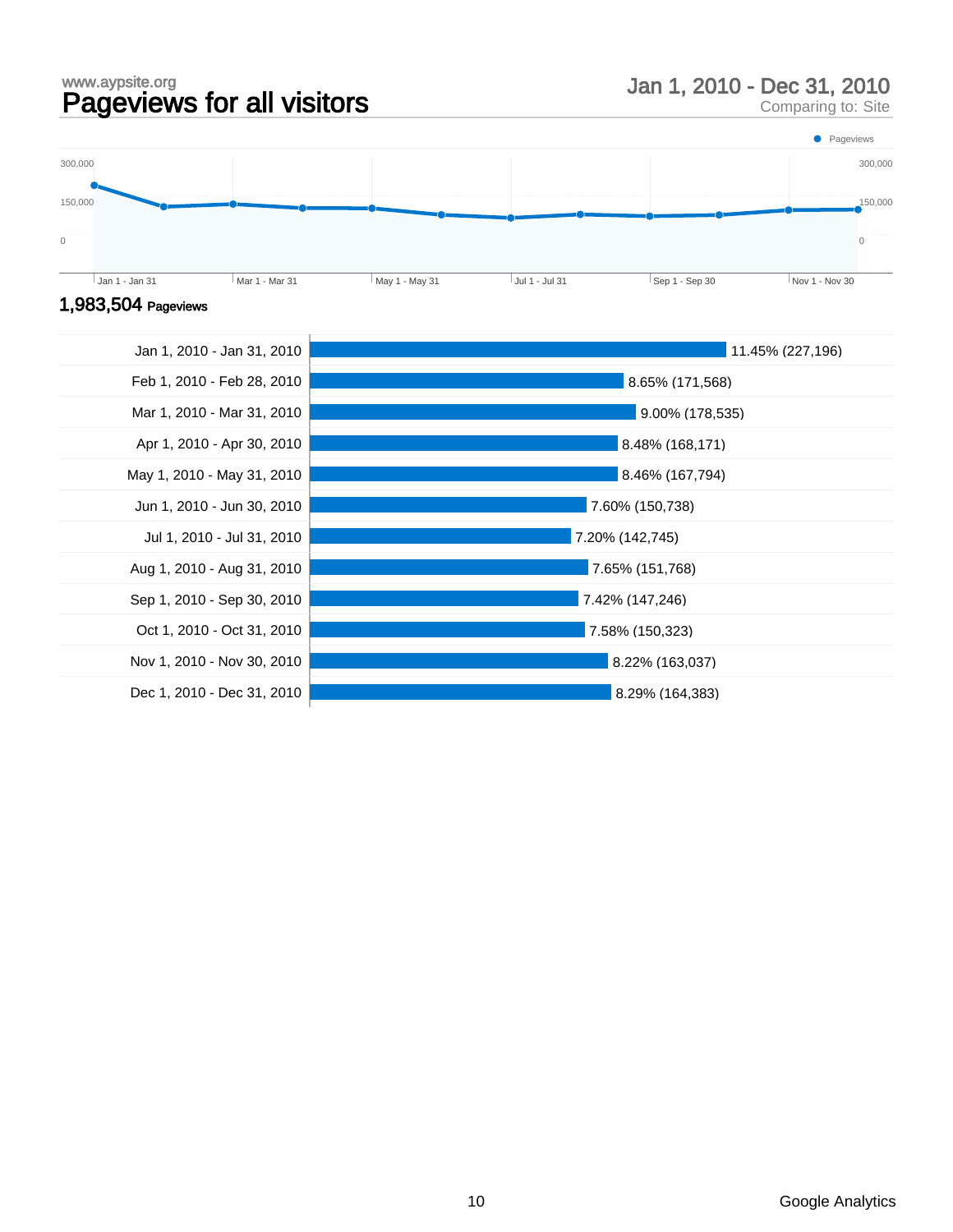www.aypsite.org

# Pageviews for all visitors

Jan 1, 2010 - Dec 31, 2010
Comparing to: Site

**1,983,504** Pageviews

| Period | Pageviews |
|---|---|
| Jan 1, 2010 - Jan 31, 2010 | 11.45% (227,196) |
| Feb 1, 2010 - Feb 28, 2010 | 8.65% (171,568) |
| Mar 1, 2010 - Mar 31, 2010 | 9.00% (178,535) |
| Apr 1, 2010 - Apr 30, 2010 | 8.48% (168,171) |
| May 1, 2010 - May 31, 2010 | 8.46% (167,794) |
| Jun 1, 2010 - Jun 30, 2010 | 7.60% (150,738) |
| Jul 1, 2010 - Jul 31, 2010 | 7.20% (142,745) |
| Aug 1, 2010 - Aug 31, 2010 | 7.65% (151,768) |
| Sep 1, 2010 - Sep 30, 2010 | 7.42% (147,246) |
| Oct 1, 2010 - Oct 31, 2010 | 7.58% (150,323) |
| Nov 1, 2010 - Nov 30, 2010 | 8.22% (163,037) |
| Dec 1, 2010 - Dec 31, 2010 | 8.29% (164,383) |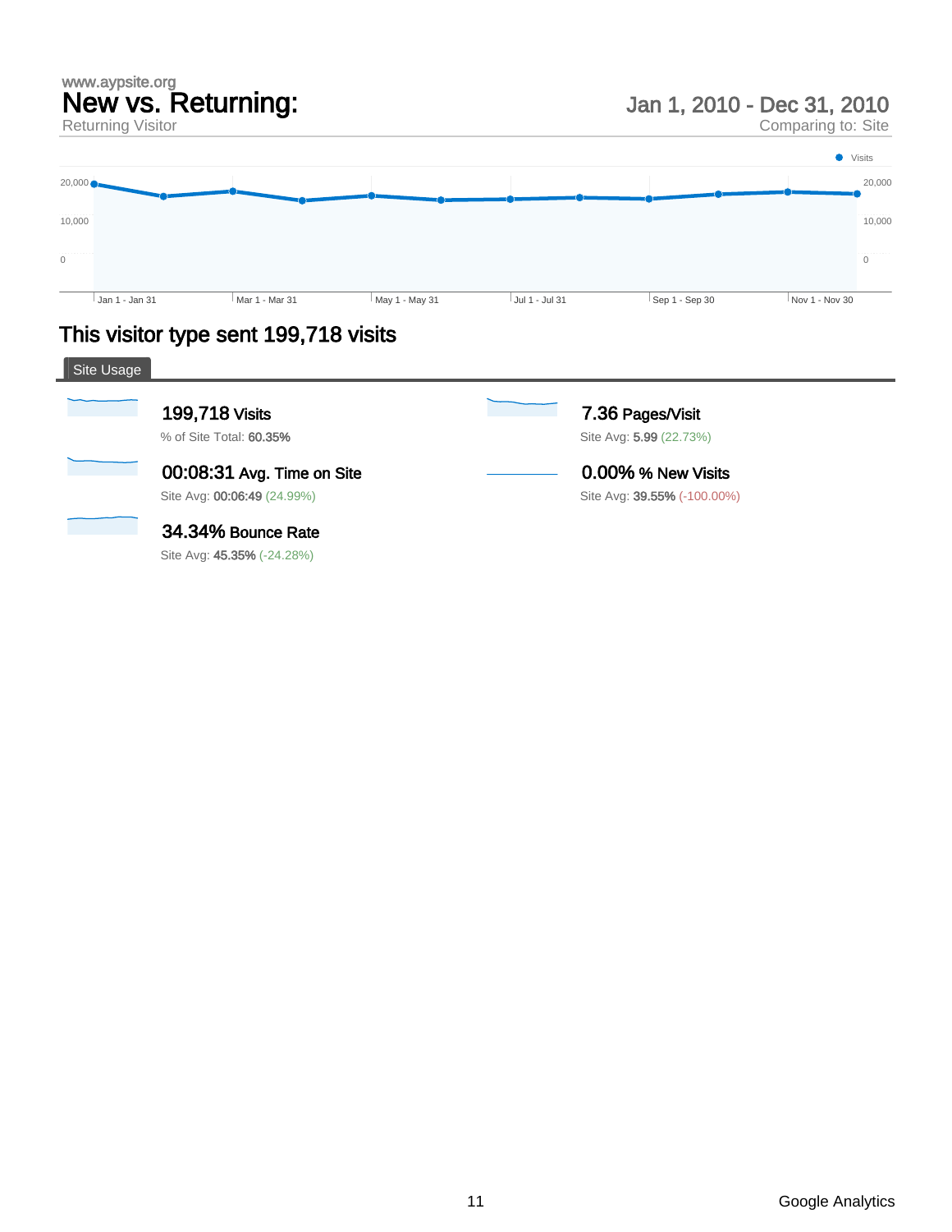www.aypsite.org

# New vs. Returning:

Returning Visitor

Jan 1, 2010 - Dec 31, 2010

Comparing to: Site

Visits

20,000 | 10,000 | 0

Jan 1 - Jan 31 | Mar 1 - Mar 31 | May 1 - May 31 | Jul 1 - Jul 31 | Sep 1 - Sep 30 | Nov 1 - Nov 30

## This visitor type sent 199,718 visits

Site Usage

**199,718** Visits
% of Site Total: **60.35%**

**7.36** Pages/Visit
Site Avg: **5.99** (22.73%)

**00:08:31** Avg. Time on Site
Site Avg: **00:06:49** (24.99%)

**0.00%** % New Visits
Site Avg: **39.55%** (-100.00%)

**34.34%** Bounce Rate
Site Avg: **45.35%** (-24.28%)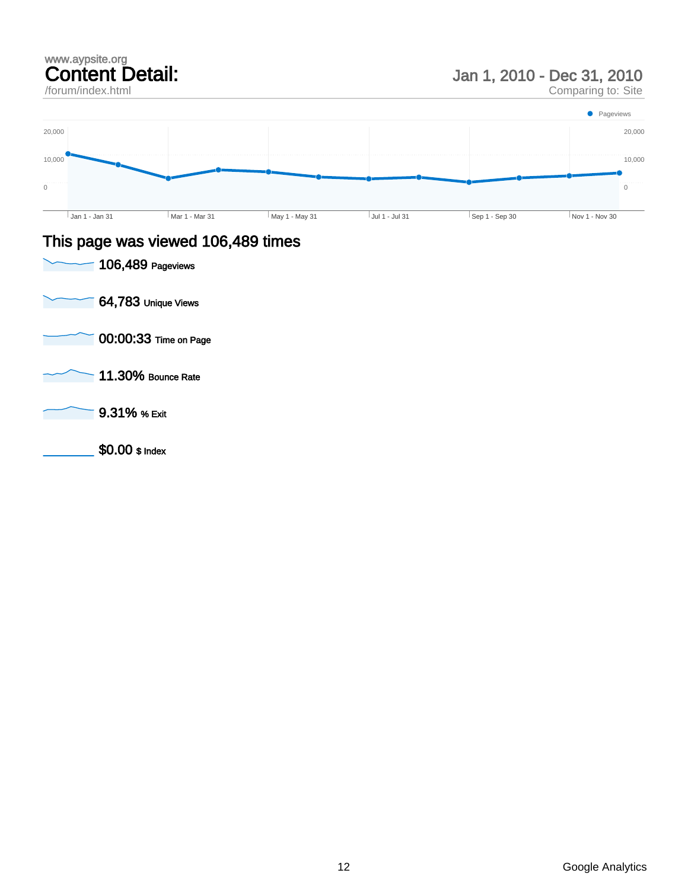www.aypsite.org

# Content Detail:

/forum/index.html

Jan 1, 2010 - Dec 31, 2010

Comparing to: Site

## This page was viewed 106,489 times

106,489 Pageviews

64,783 Unique Views

00:00:33 Time on Page

11.30% Bounce Rate

9.31% % Exit

$0.00 $ Index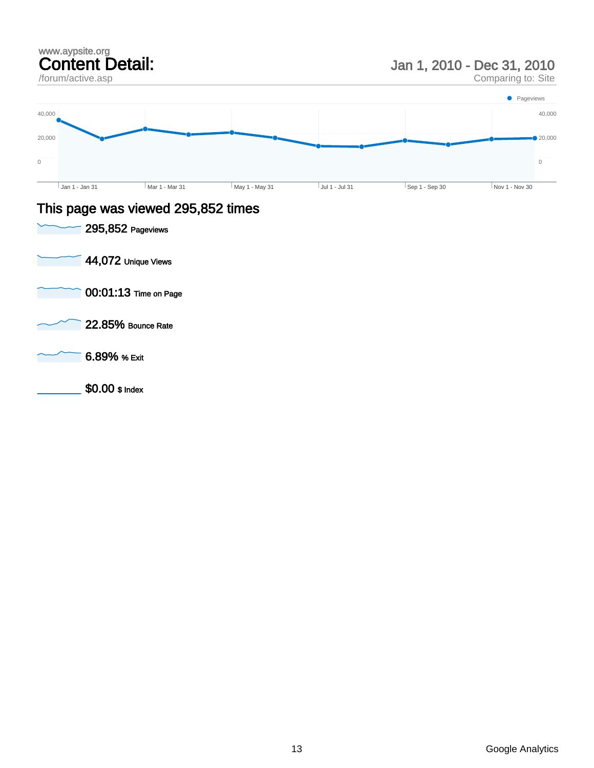www.aypsite.org

# Content Detail:

/forum/active.asp

## Jan 1, 2010 - Dec 31, 2010

Comparing to: Site

Pageviews

40,000
20,000
0

Jan 1 - Jan 31 | Mar 1 - Mar 31 | May 1 - May 31 | Jul 1 - Jul 31 | Sep 1 - Sep 30 | Nov 1 - Nov 30

## This page was viewed 295,852 times

**295,852** Pageviews

**44,072** Unique Views

**00:01:13** Time on Page

**22.85%** Bounce Rate

**6.89%** % Exit

**$0.00** $ Index

Google Analytics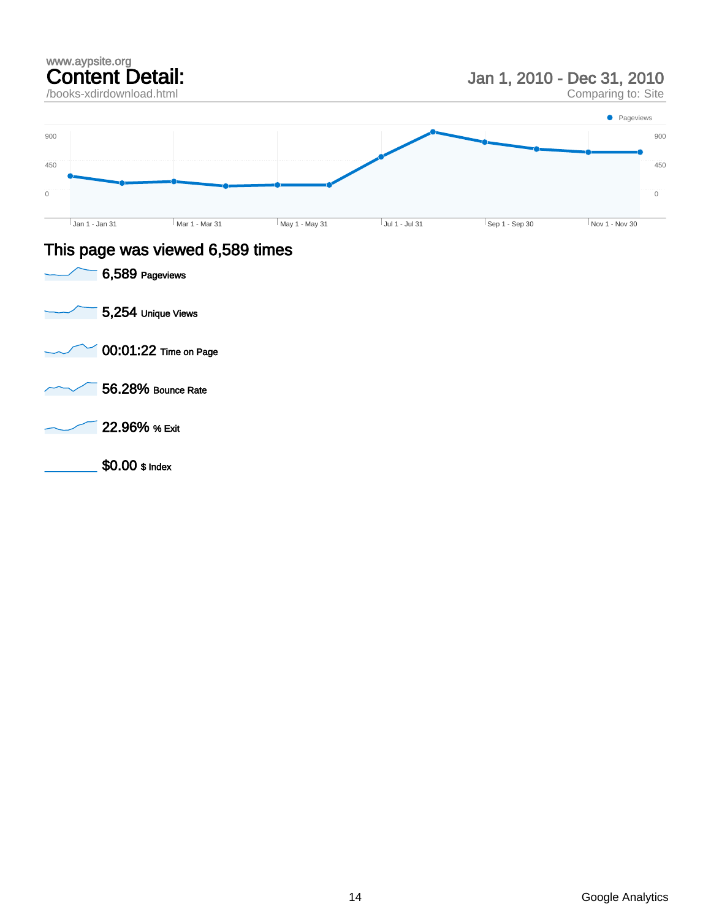www.aypsite.org

# Content Detail:

/books-xdirdownload.html

Jan 1, 2010 - Dec 31, 2010

Comparing to: Site

Pageviews

900 | 450 | 0

Jan 1 - Jan 31 | Mar 1 - Mar 31 | May 1 - May 31 | Jul 1 - Jul 31 | Sep 1 - Sep 30 | Nov 1 - Nov 30

## This page was viewed 6,589 times

**6,589** Pageviews

**5,254** Unique Views

**00:01:22** Time on Page

**56.28%** Bounce Rate

**22.96%** % Exit

**$0.00** $ Index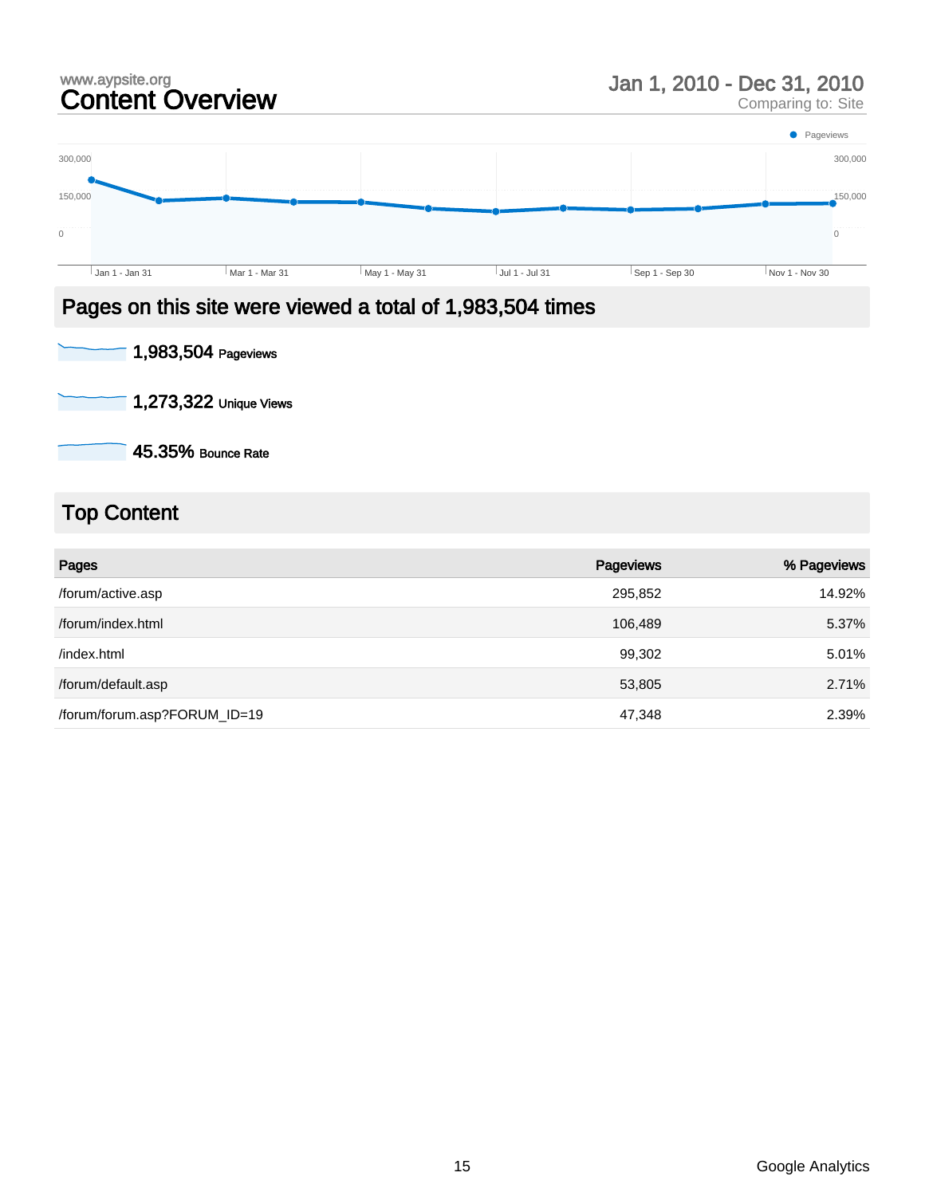www.aypsite.org

# Content Overview

Jan 1, 2010 - Dec 31, 2010
Comparing to: Site

Pageviews

300,000
150,000
0

Jan 1 - Jan 31
Mar 1 - Mar 31
May 1 - May 31
Jul 1 - Jul 31
Sep 1 - Sep 30
Nov 1 - Nov 30

## Pages on this site were viewed a total of 1,983,504 times

**1,983,504** Pageviews

**1,273,322** Unique Views

**45.35%** Bounce Rate

## Top Content

| Pages | Pageviews | % Pageviews |
| --- | --- | --- |
| /forum/active.asp | 295,852 | 14.92% |
| /forum/index.html | 106,489 | 5.37% |
| /index.html | 99,302 | 5.01% |
| /forum/default.asp | 53,805 | 2.71% |
| /forum/forum.asp?FORUM_ID=19 | 47,348 | 2.39% |

Google Analytics